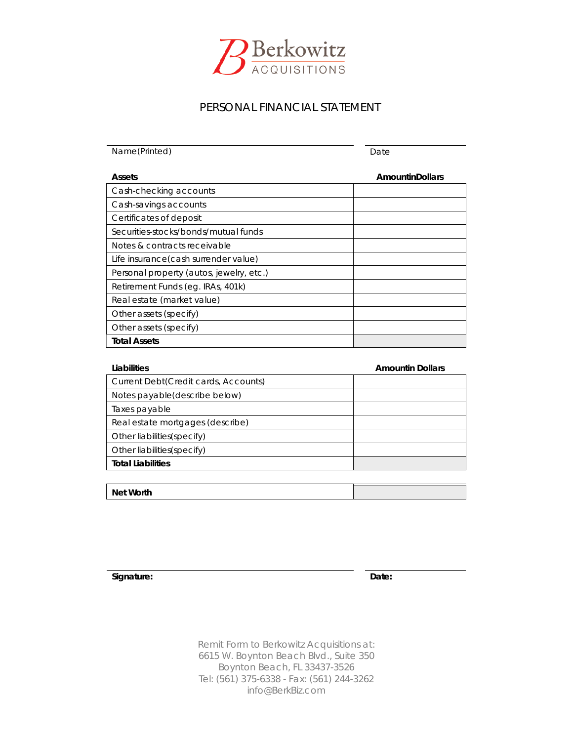Berkowitz ACQUISITIONS

# PERSONAL FINANCIAL STATEMENT

Name(Printed) ____________________ Date ____________

| **Assets** | **AmountinDollars** |
|---|---|
| Cash-checking accounts | |
| Cash-savings accounts | |
| Certificates of deposit | |
| Securities-stocks/bonds/mutual funds | |
| Notes & contracts receivable | |
| Life insurance(cash surrender value) | |
| Personal property (autos, jewelry, etc.) | |
| Retirement Funds (eg. IRAs, 401k) | |
| Real estate (market value) | |
| Other assets (specify) | |
| Other assets (specify) | |
| **Total Assets** | |

| **Liabilities** | **Amountin Dollars** |
|---|---|
| Current Debt(Credit cards, Accounts) | |
| Notes payable(describe below) | |
| Taxes payable | |
| Real estate mortgages (describe) | |
| Other liabilities(specify) | |
| Other liabilities(specify) | |
| **Total Liabilities** | |

| **Net Worth** | |
|---|---|

**Signature:** ____________________ **Date:** ____________

Remit Form to Berkowitz Acquisitions at:
6615 W. Boynton Beach Blvd., Suite 350
Boynton Beach, FL 33437-3526
Tel: (561) 375-6338 - Fax: (561) 244-3262
info@BerkBiz.com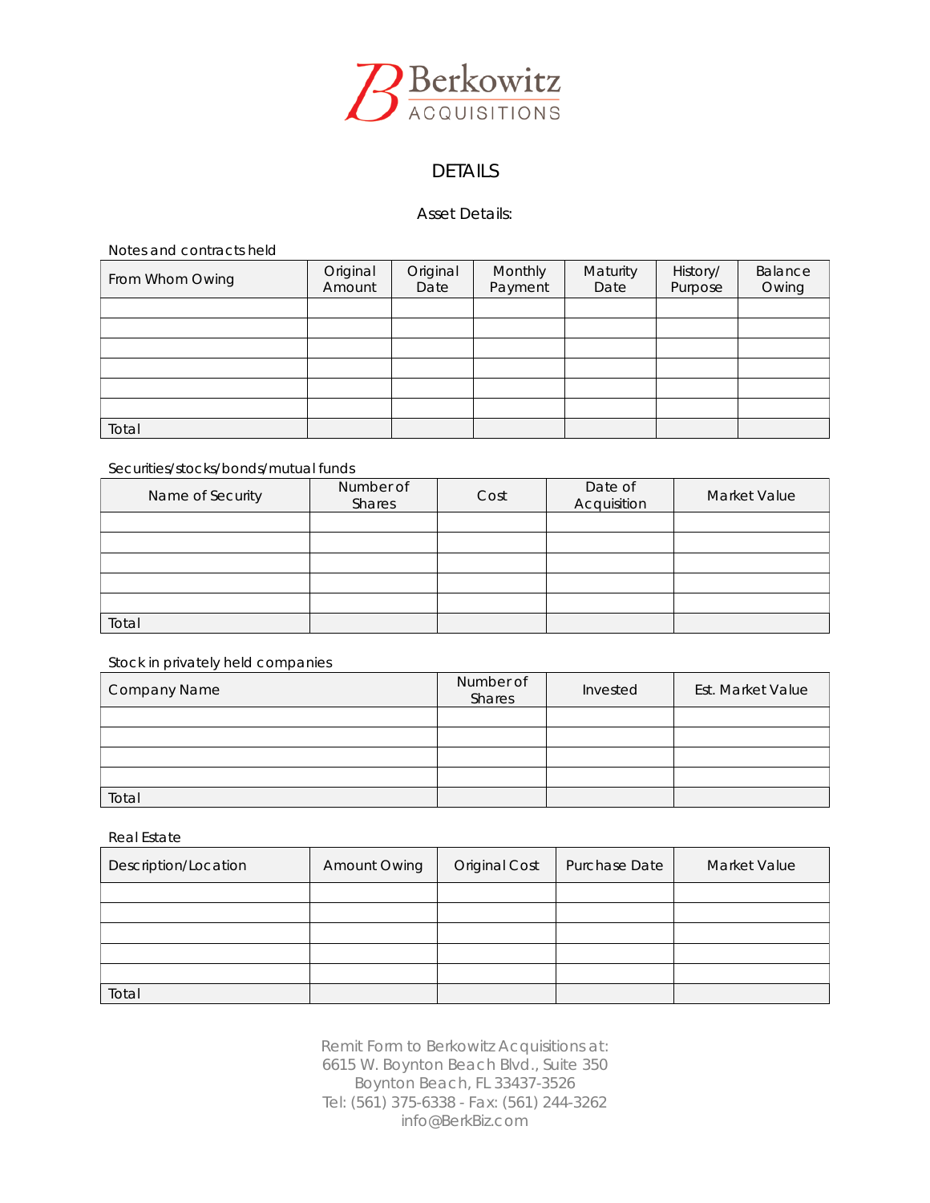Berkowitz ACQUISITIONS

# DETAILS

## Asset Details:

Notes and contracts held

| From Whom Owing | Original Amount | Original Date | Monthly Payment | Maturity Date | History/ Purpose | Balance Owing |
|---|---|---|---|---|---|---|
| | | | | | | |
| | | | | | | |
| | | | | | | |
| | | | | | | |
| | | | | | | |
| | | | | | | |
| Total | | | | | | |

Securities/stocks/bonds/mutual funds

| Name of Security | Number of Shares | Cost | Date of Acquisition | Market Value |
|---|---|---|---|---|
| | | | | |
| | | | | |
| | | | | |
| | | | | |
| | | | | |
| Total | | | | |

Stock in privately held companies

| Company Name | Number of Shares | Invested | Est. Market Value |
|---|---|---|---|
| | | | |
| | | | |
| | | | |
| | | | |
| Total | | | |

Real Estate

| Description/Location | Amount Owing | Original Cost | Purchase Date | Market Value |
|---|---|---|---|---|
| | | | | |
| | | | | |
| | | | | |
| | | | | |
| | | | | |
| Total | | | | |

Remit Form to Berkowitz Acquisitions at:
6615 W. Boynton Beach Blvd., Suite 350
Boynton Beach, FL 33437-3526
Tel: (561) 375-6338 - Fax: (561) 244-3262
info@BerkBiz.com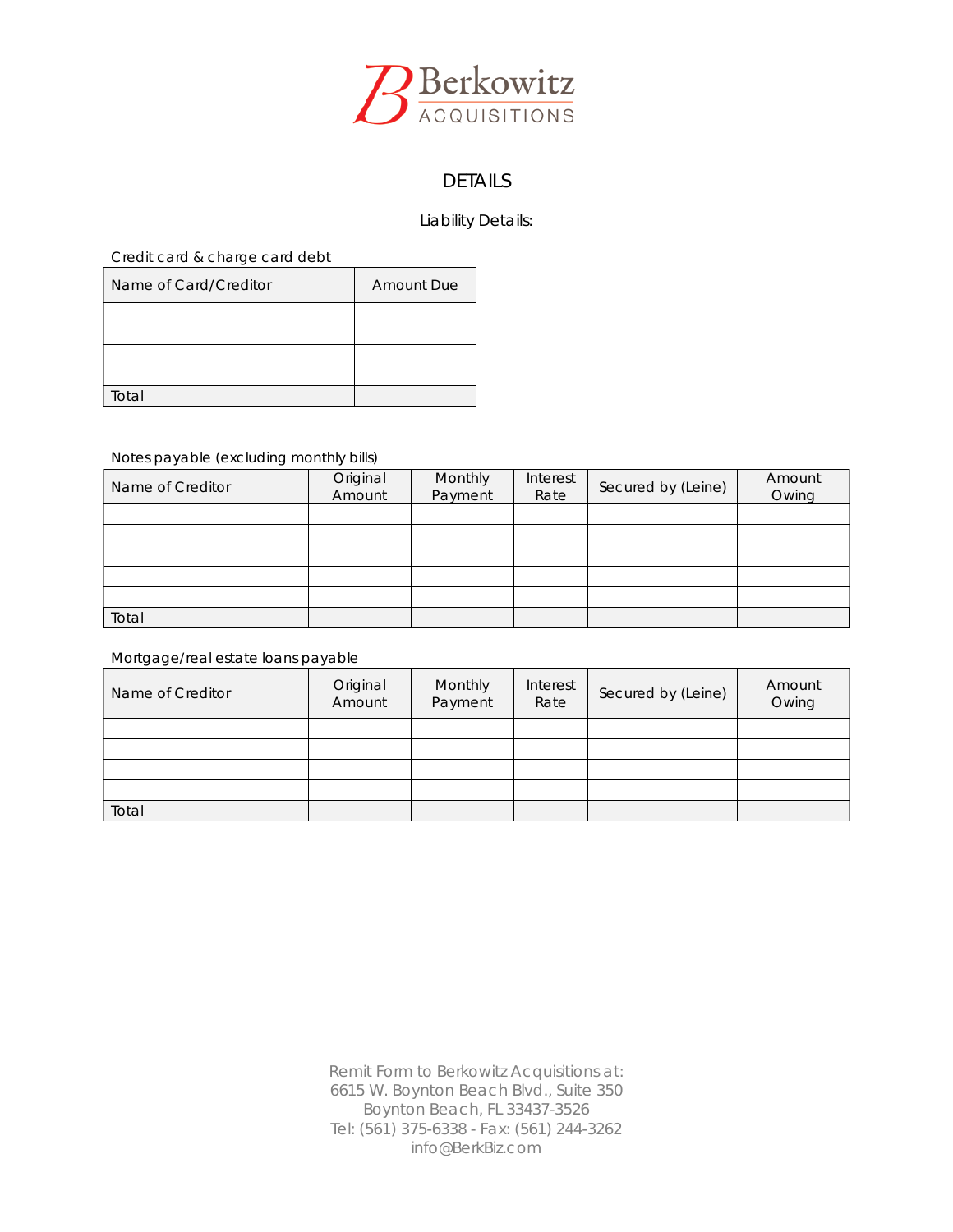Berkowitz
ACQUISITIONS

# DETAILS

## Liability Details:

Credit card & charge card debt

| Name of Card/Creditor | Amount Due |
|---|---|
| | |
| | |
| | |
| | |
| Total | |

Notes payable (excluding monthly bills)

| Name of Creditor | Original Amount | Monthly Payment | Interest Rate | Secured by (Leine) | Amount Owing |
|---|---|---|---|---|---|
| | | | | | |
| | | | | | |
| | | | | | |
| | | | | | |
| | | | | | |
| Total | | | | | |

Mortgage/real estate loans payable

| Name of Creditor | Original Amount | Monthly Payment | Interest Rate | Secured by (Leine) | Amount Owing |
|---|---|---|---|---|---|
| | | | | | |
| | | | | | |
| | | | | | |
| | | | | | |
| Total | | | | | |

Remit Form to Berkowitz Acquisitions at:
6615 W. Boynton Beach Blvd., Suite 350
Boynton Beach, FL 33437-3526
Tel: (561) 375-6338 - Fax: (561) 244-3262
info@BerkBiz.com